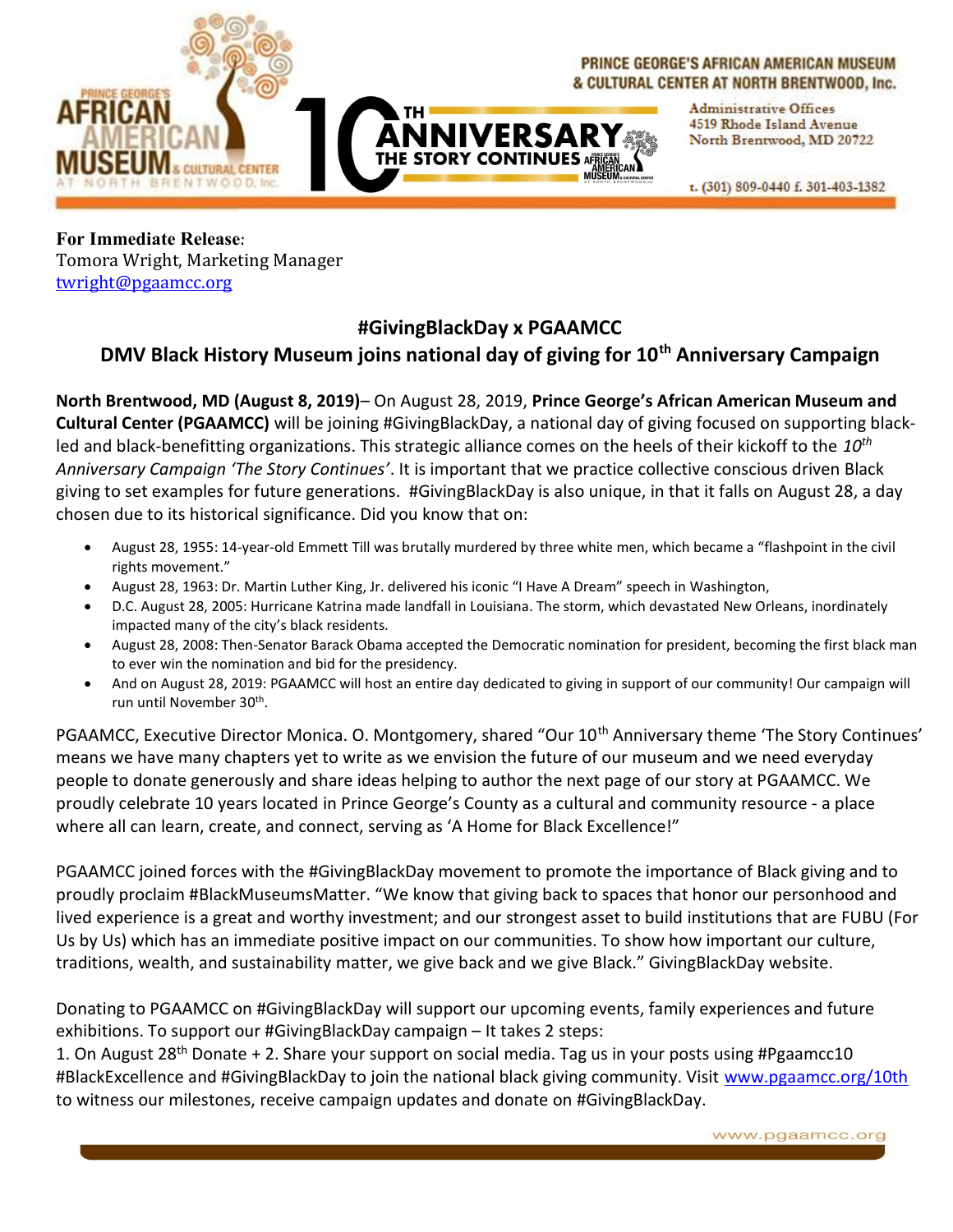PRINCE GEORGE'S AFRICAN AMERICAN MUSEUM & CULTURAL CENTER AT NORTH BRENTWOOD, Inc.

10TH ANNIVERSARY THE STORY CONTINUES

Administrative Offices
4519 Rhode Island Avenue
North Brentwood, MD 20722

t. (301) 809-0440 f. 301-403-1382

**For Immediate Release**:
Tomora Wright, Marketing Manager
twright@pgaamcc.org

## #GivingBlackDay x PGAAMCC

## DMV Black History Museum joins national day of giving for 10th Anniversary Campaign

**North Brentwood, MD (August 8, 2019)**– On August 28, 2019, **Prince George's African American Museum and Cultural Center (PGAAMCC)** will be joining #GivingBlackDay, a national day of giving focused on supporting black-led and black-benefitting organizations. This strategic alliance comes on the heels of their kickoff to the *10th Anniversary Campaign 'The Story Continues'*. It is important that we practice collective conscious driven Black giving to set examples for future generations. #GivingBlackDay is also unique, in that it falls on August 28, a day chosen due to its historical significance. Did you know that on:

- August 28, 1955: 14-year-old Emmett Till was brutally murdered by three white men, which became a "flashpoint in the civil rights movement."
- August 28, 1963: Dr. Martin Luther King, Jr. delivered his iconic "I Have A Dream" speech in Washington,
- D.C. August 28, 2005: Hurricane Katrina made landfall in Louisiana. The storm, which devastated New Orleans, inordinately impacted many of the city's black residents.
- August 28, 2008: Then-Senator Barack Obama accepted the Democratic nomination for president, becoming the first black man to ever win the nomination and bid for the presidency.
- And on August 28, 2019: PGAAMCC will host an entire day dedicated to giving in support of our community! Our campaign will run until November 30th.

PGAAMCC, Executive Director Monica. O. Montgomery, shared "Our 10th Anniversary theme 'The Story Continues' means we have many chapters yet to write as we envision the future of our museum and we need everyday people to donate generously and share ideas helping to author the next page of our story at PGAAMCC. We proudly celebrate 10 years located in Prince George's County as a cultural and community resource - a place where all can learn, create, and connect, serving as 'A Home for Black Excellence!"

PGAAMCC joined forces with the #GivingBlackDay movement to promote the importance of Black giving and to proudly proclaim #BlackMuseumsMatter. "We know that giving back to spaces that honor our personhood and lived experience is a great and worthy investment; and our strongest asset to build institutions that are FUBU (For Us by Us) which has an immediate positive impact on our communities. To show how important our culture, traditions, wealth, and sustainability matter, we give back and we give Black." GivingBlackDay website.

Donating to PGAAMCC on #GivingBlackDay will support our upcoming events, family experiences and future exhibitions. To support our #GivingBlackDay campaign – It takes 2 steps:
1. On August 28th Donate + 2. Share your support on social media. Tag us in your posts using #Pgaamcc10 #BlackExcellence and #GivingBlackDay to join the national black giving community. Visit www.pgaamcc.org/10th to witness our milestones, receive campaign updates and donate on #GivingBlackDay.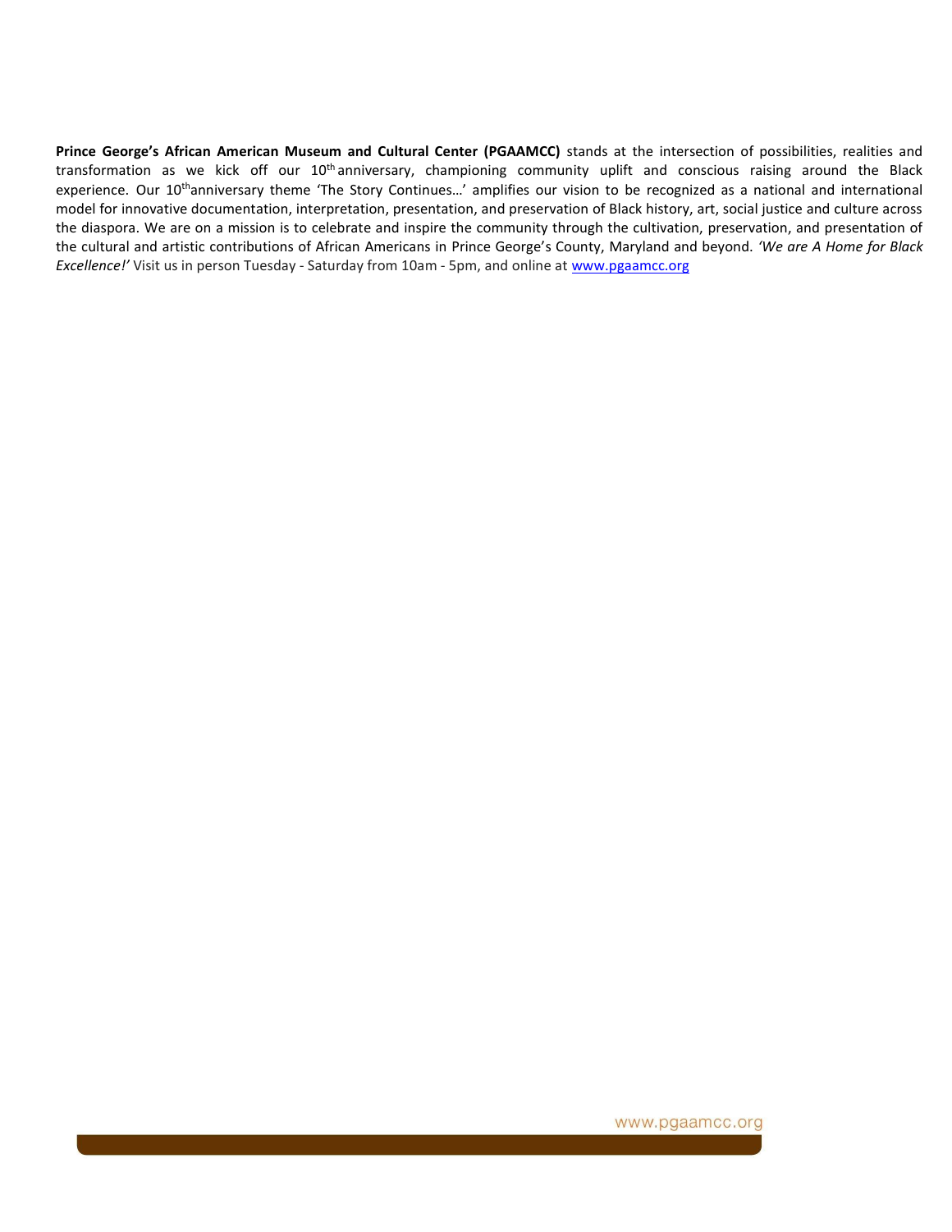**Prince George's African American Museum and Cultural Center (PGAAMCC)** stands at the intersection of possibilities, realities and transformation as we kick off our 10th anniversary, championing community uplift and conscious raising around the Black experience. Our 10th anniversary theme 'The Story Continues…' amplifies our vision to be recognized as a national and international model for innovative documentation, interpretation, presentation, and preservation of Black history, art, social justice and culture across the diaspora. We are on a mission is to celebrate and inspire the community through the cultivation, preservation, and presentation of the cultural and artistic contributions of African Americans in Prince George's County, Maryland and beyond. *'We are A Home for Black Excellence!'* Visit us in person Tuesday - Saturday from 10am - 5pm, and online at [www.pgaamcc.org](www.pgaamcc.org)